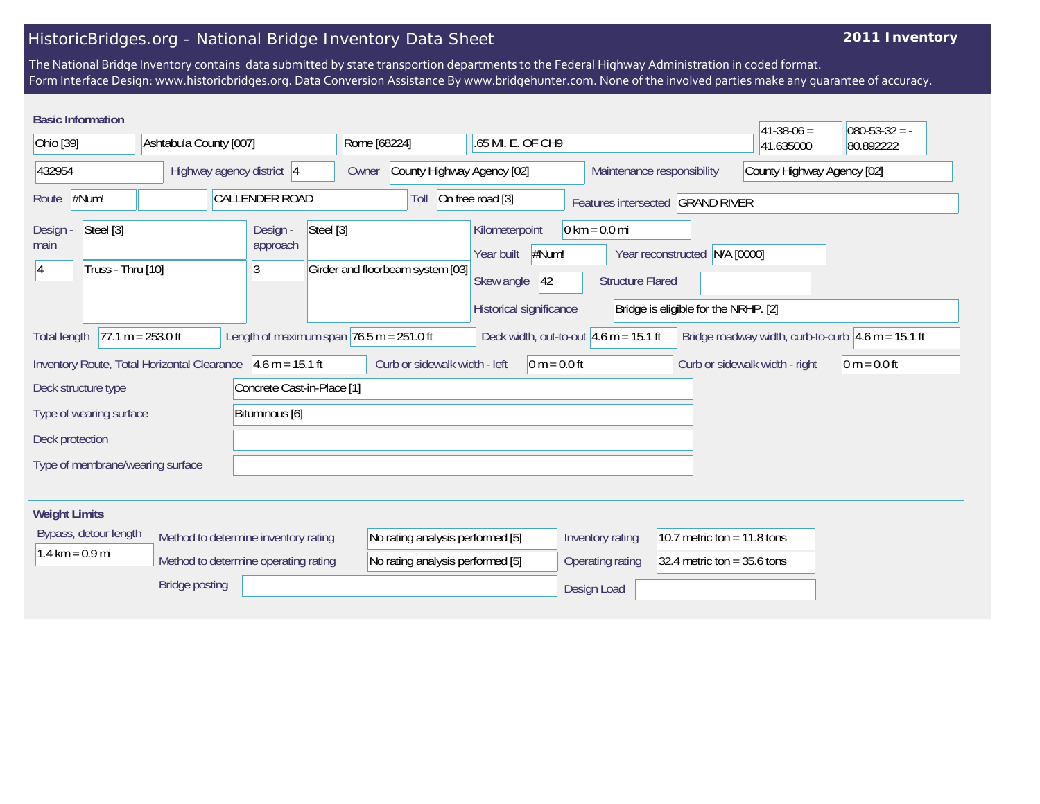# HistoricBridges.org - National Bridge Inventory Data Sheet

**2011 Inventory**

The National Bridge Inventory contains data submitted by state transportion departments to the Federal Highway Administration in coded format.
Form Interface Design: www.historicbridges.org. Data Conversion Assistance By www.bridgehunter.com. None of the involved parties make any guarantee of accuracy.

## Basic Information

| | |
|---|---|
| State | Ohio [39] |
| County | Ashtabula County [007] |
| Place | Rome [68224] |
| Location | .65 MI. E. OF CH9 |
| Latitude | 41-38-06 = 41.635000 |
| Longitude | 080-53-32 = -80.892222 |
| Structure number | 432954 |
| Highway agency district | 4 |
| Owner | County Highway Agency [02] |
| Maintenance responsibility | County Highway Agency [02] |
| Route | #Num! |
| Facility carried | CALLENDER ROAD |
| Toll | On free road [3] |
| Features intersected | GRAND RIVER |
| Design - main | Steel [3] |
| | 4 — Truss - Thru [10] |
| Design - approach | Steel [3] |
| | 3 — Girder and floorbeam system [03] |
| Kilometerpoint | 0 km = 0.0 mi |
| Year built | #Num! |
| Year reconstructed | N/A [0000] |
| Skew angle | 42 |
| Structure Flared | |
| Historical significance | Bridge is eligible for the NRHP. [2] |
| Total length | 77.1 m = 253.0 ft |
| Length of maximum span | 76.5 m = 251.0 ft |
| Deck width, out-to-out | 4.6 m = 15.1 ft |
| Bridge roadway width, curb-to-curb | 4.6 m = 15.1 ft |
| Inventory Route, Total Horizontal Clearance | 4.6 m = 15.1 ft |
| Curb or sidewalk width - left | 0 m = 0.0 ft |
| Curb or sidewalk width - right | 0 m = 0.0 ft |
| Deck structure type | Concrete Cast-in-Place [1] |
| Type of wearing surface | Bituminous [6] |
| Deck protection | |
| Type of membrane/wearing surface | |

## Weight Limits

| | |
|---|---|
| Bypass, detour length | 1.4 km = 0.9 mi |
| Method to determine inventory rating | No rating analysis performed [5] |
| Method to determine operating rating | No rating analysis performed [5] |
| Inventory rating | 10.7 metric ton = 11.8 tons |
| Operating rating | 32.4 metric ton = 35.6 tons |
| Bridge posting | |
| Design Load | |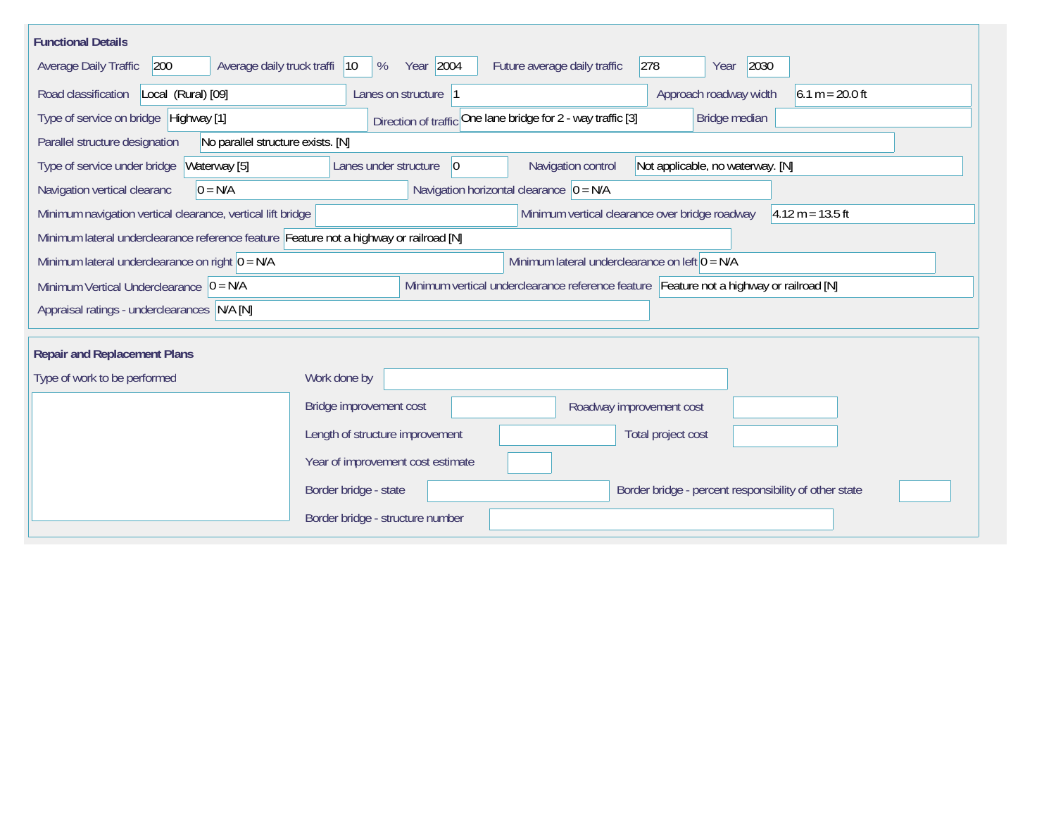## Functional Details

Average Daily Traffic: 200

Average daily truck traffi: 10 %

Year: 2004

Future average daily traffic: 278

Year: 2030

Road classification: Local (Rural) [09]

Lanes on structure: 1

Approach roadway width: 6.1 m = 20.0 ft

Type of service on bridge: Highway [1]

Direction of traffic: One lane bridge for 2 - way traffic [3]

Bridge median:

Parallel structure designation: No parallel structure exists. [N]

Type of service under bridge: Waterway [5]

Lanes under structure: 0

Navigation control: Not applicable, no waterway. [N]

Navigation vertical clearanc: 0 = N/A

Navigation horizontal clearance: 0 = N/A

Minimum navigation vertical clearance, vertical lift bridge:

Minimum vertical clearance over bridge roadway: 4.12 m = 13.5 ft

Minimum lateral underclearance reference feature: Feature not a highway or railroad [N]

Minimum lateral underclearance on right: 0 = N/A

Minimum lateral underclearance on left: 0 = N/A

Minimum Vertical Underclearance: 0 = N/A

Minimum vertical underclearance reference feature: Feature not a highway or railroad [N]

Appraisal ratings - underclearances: N/A [N]

## Repair and Replacement Plans

Type of work to be performed:

Work done by:

Bridge improvement cost:

Roadway improvement cost:

Length of structure improvement:

Total project cost:

Year of improvement cost estimate:

Border bridge - state:

Border bridge - percent responsibility of other state:

Border bridge - structure number: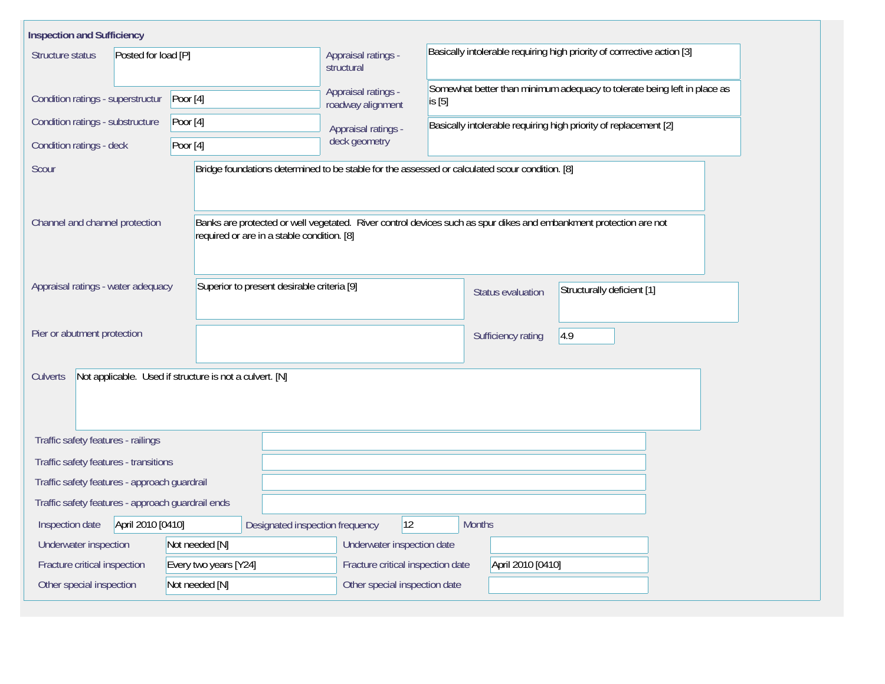## Inspection and Sufficiency

| Field | Value |
|---|---|
| Structure status | Posted for load [P] |
| Condition ratings - superstructur | Poor [4] |
| Condition ratings - substructure | Poor [4] |
| Condition ratings - deck | Poor [4] |
| Appraisal ratings - structural | Basically intolerable requiring high priority of corrrective action [3] |
| Appraisal ratings - roadway alignment | Somewhat better than minimum adequacy to tolerate being left in place as is [5] |
| Appraisal ratings - deck geometry | Basically intolerable requiring high priority of replacement [2] |
| Scour | Bridge foundations determined to be stable for the assessed or calculated scour condition. [8] |
| Channel and channel protection | Banks are protected or well vegetated. River control devices such as spur dikes and embankment protection are not required or are in a stable condition. [8] |
| Appraisal ratings - water adequacy | Superior to present desirable criteria [9] |
| Status evaluation | Structurally deficient [1] |
| Pier or abutment protection | |
| Sufficiency rating | 4.9 |
| Culverts | Not applicable. Used if structure is not a culvert. [N] |
| Traffic safety features - railings | |
| Traffic safety features - transitions | |
| Traffic safety features - approach guardrail | |
| Traffic safety features - approach guardrail ends | |

| Field | Value | Field | Value |
|---|---|---|---|
| Inspection date | April 2010 [0410] | Designated inspection frequency | 12 Months |
| Underwater inspection | Not needed [N] | Underwater inspection date | |
| Fracture critical inspection | Every two years [Y24] | Fracture critical inspection date | April 2010 [0410] |
| Other special inspection | Not needed [N] | Other special inspection date | |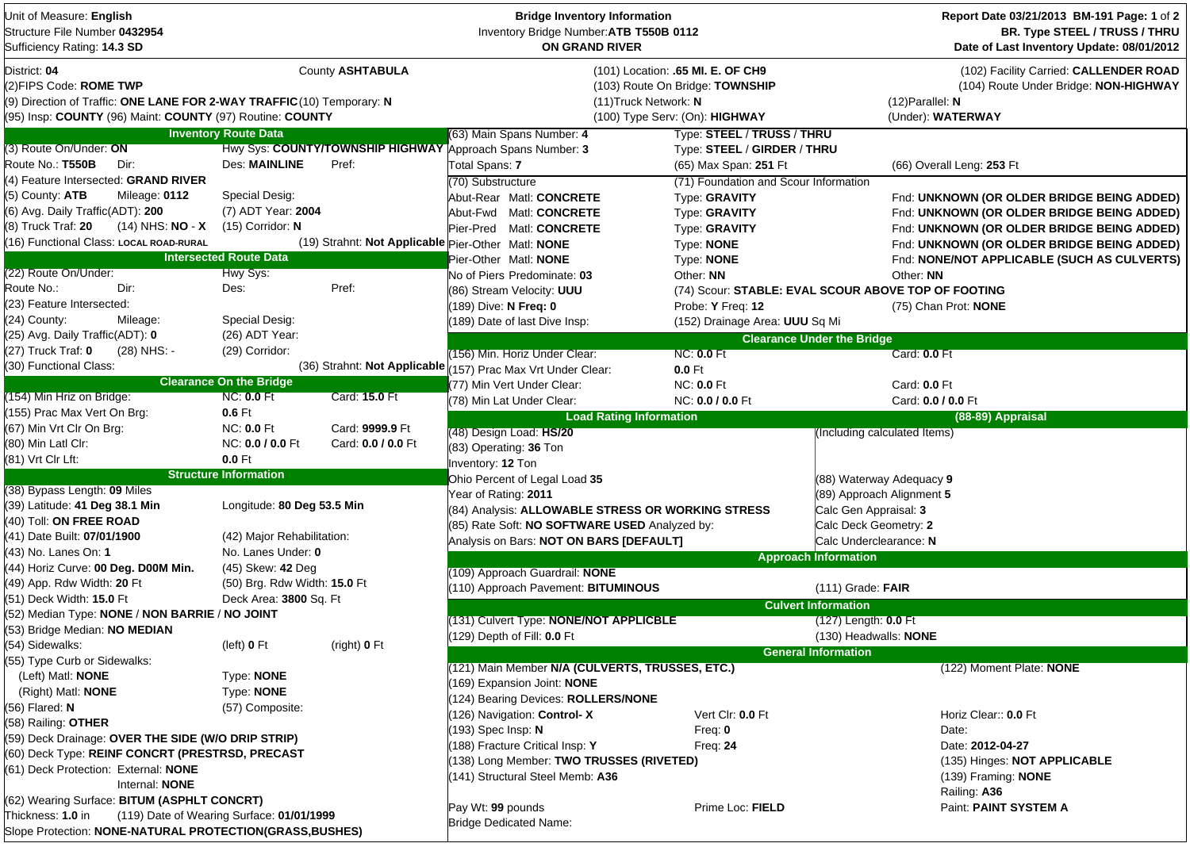Unit of Measure: **English**
Structure File Number **0432954**
Sufficiency Rating: **14.3 SD**

**Bridge Inventory Information**
Inventory Bridge Number:**ATB T550B 0112**
**ON GRAND RIVER**

**Report Date 03/21/2013 BM-191 Page: 1 of 2**
**BR. Type STEEL / TRUSS / THRU**
**Date of Last Inventory Update: 08/01/2012**

District: **04** County **ASHTABULA**
(2)FIPS Code: **ROME TWP**
(9) Direction of Traffic: **ONE LANE FOR 2-WAY TRAFFIC** (10) Temporary: **N**
(95) Insp: **COUNTY** (96) Maint: **COUNTY** (97) Routine: **COUNTY**

(101) Location: **.65 MI. E. OF CH9**
(103) Route On Bridge: **TOWNSHIP**
(11)Truck Network: **N**
(100) Type Serv: (On): **HIGHWAY**

(102) Facility Carried: **CALLENDER ROAD**
(104) Route Under Bridge: **NON-HIGHWAY**
(12)Parallel: **N**
(Under): **WATERWAY**

## Inventory Route Data

| | | |
|---|---|---|
| (3) Route On/Under: **ON** | Hwy Sys: **COUNTY/TOWNSHIP HIGHWAY** | |
| Route No.: **T550B** Dir: | Des: **MAINLINE** | Pref: |
| (4) Feature Intersected: **GRAND RIVER** | | |
| (5) County: **ATB** Mileage: **0112** | Special Desig: | |
| (6) Avg. Daily Traffic(ADT): **200** | (7) ADT Year: **2004** | |
| (8) Truck Traf: **20** (14) NHS: **NO - X** | (15) Corridor: **N** | |
| (16) Functional Class: **LOCAL ROAD-RURAL** | | (19) Strahnt: **Not Applicable** |

## Intersected Route Data

| | | |
|---|---|---|
| (22) Route On/Under: | Hwy Sys: | |
| Route No.: Dir: | Des: | Pref: |
| (23) Feature Intersected: | | |
| (24) County: Mileage: | Special Desig: | |
| (25) Avg. Daily Traffic(ADT): **0** | (26) ADT Year: | |
| (27) Truck Traf: **0** (28) NHS: - | (29) Corridor: | |
| (30) Functional Class: | | (36) Strahnt: **Not Applicable** |

## Clearance On the Bridge

| | | |
|---|---|---|
| (154) Min Hriz on Bridge: | NC: **0.0** Ft | Card: **15.0** Ft |
| (155) Prac Max Vert On Brg: | **0.6** Ft | |
| (67) Min Vrt Clr On Brg: | NC: **0.0** Ft | Card: **9999.9** Ft |
| (80) Min Latl Clr: | NC: **0.0 / 0.0** Ft | Card: **0.0 / 0.0** Ft |
| (81) Vrt Clr Lft: | **0.0** Ft | |

## Structure Information

| | | |
|---|---|---|
| (38) Bypass Length: **09** Miles | | |
| (39) Latitude: **41 Deg 38.1 Min** | Longitude: **80 Deg 53.5 Min** | |
| (40) Toll: **ON FREE ROAD** | | |
| (41) Date Built: **07/01/1900** | (42) Major Rehabilitation: | |
| (43) No. Lanes On: **1** | No. Lanes Under: **0** | |
| (44) Horiz Curve: **00 Deg. D00M Min.** | (45) Skew: **42** Deg | |
| (49) App. Rdw Width: **20** Ft | (50) Brg. Rdw Width: **15.0** Ft | |
| (51) Deck Width: **15.0** Ft | Deck Area: **3800** Sq. Ft | |
| (52) Median Type: **NONE** / **NON BARRIE** / **NO JOINT** | | |
| (53) Bridge Median: **NO MEDIAN** | | |
| (54) Sidewalks: | (left) **0** Ft | (right) **0** Ft |
| (55) Type Curb or Sidewalks: | | |
| (Left) Matl: **NONE** | Type: **NONE** | |
| (Right) Matl: **NONE** | Type: **NONE** | |
| (56) Flared: **N** | (57) Composite: | |
| (58) Railing: **OTHER** | | |
| (59) Deck Drainage: **OVER THE SIDE (W/O DRIP STRIP)** | | |
| (60) Deck Type: **REINF CONCRT (PRESTRSD, PRECAST** | | |
| (61) Deck Protection: External: **NONE** | | |
| Internal: **NONE** | | |
| (62) Wearing Surface: **BITUM (ASPHLT CONCRT)** | | |
| Thickness: **1.0** in | (119) Date of Wearing Surface: **01/01/1999** | |
| Slope Protection: **NONE-NATURAL PROTECTION(GRASS,BUSHES)** | | |

| | | |
|---|---|---|
| (63) Main Spans Number: **4** | Type: **STEEL / TRUSS / THRU** | |
| Approach Spans Number: **3** | Type: **STEEL / GIRDER / THRU** | |
| Total Spans: **7** | (65) Max Span: **251** Ft | (66) Overall Leng: **253** Ft |
| (70) Substructure | (71) Foundation and Scour Information | |
| Abut-Rear Matl: **CONCRETE** | Type: **GRAVITY** | Fnd: **UNKNOWN (OR OLDER BRIDGE BEING ADDED)** |
| Abut-Fwd Matl: **CONCRETE** | Type: **GRAVITY** | Fnd: **UNKNOWN (OR OLDER BRIDGE BEING ADDED)** |
| Pier-Pred Matl: **CONCRETE** | Type: **GRAVITY** | Fnd: **UNKNOWN (OR OLDER BRIDGE BEING ADDED)** |
| Pier-Other Matl: **NONE** | Type: **NONE** | Fnd: **UNKNOWN (OR OLDER BRIDGE BEING ADDED)** |
| Pier-Other Matl: **NONE** | Type: **NONE** | Fnd: **NONE/NOT APPLICABLE (SUCH AS CULVERTS)** |
| No of Piers Predominate: **03** | Other: **NN** | Other: **NN** |
| (86) Stream Velocity: **UUU** | (74) Scour: **STABLE: EVAL SCOUR ABOVE TOP OF FOOTING** | |
| (189) Dive: **N** Freq: **0** | Probe: **Y** Freq: **12** | (75) Chan Prot: **NONE** |
| (189) Date of last Dive Insp: | (152) Drainage Area: **UUU** Sq Mi | |

## Clearance Under the Bridge

| | | |
|---|---|---|
| (156) Min. Horiz Under Clear: | NC: **0.0** Ft | Card: **0.0** Ft |
| (157) Prac Max Vrt Under Clear: | **0.0** Ft | |
| (77) Min Vert Under Clear: | NC: **0.0** Ft | Card: **0.0** Ft |
| (78) Min Lat Under Clear: | NC: **0.0 / 0.0** Ft | Card: **0.0 / 0.0** Ft |

## Load Rating Information

(48) Design Load: **HS/20**
(83) Operating: **36** Ton
Inventory: **12** Ton
Ohio Percent of Legal Load **35**
Year of Rating: **2011**
(84) Analysis: **ALLOWABLE STRESS OR WORKING STRESS**
(85) Rate Soft: **NO SOFTWARE USED** Analyzed by:
Analysis on Bars: **NOT ON BARS [DEFAULT]**

## (88-89) Appraisal

(Including calculated Items)
(88) Waterway Adequacy **9**
(89) Approach Alignment **5**
Calc Gen Appraisal: **3**
Calc Deck Geometry: **2**
Calc Underclearance: **N**

## Approach Information

(109) Approach Guardrail: **NONE**
(110) Approach Pavement: **BITUMINOUS** (111) Grade: **FAIR**

## Culvert Information

(131) Culvert Type: **NONE/NOT APPLICBLE** (127) Length: **0.0** Ft
(129) Depth of Fill: **0.0** Ft (130) Headwalls: **NONE**

## General Information

| | | |
|---|---|---|
| (121) Main Member **N/A (CULVERTS, TRUSSES, ETC.)** | | (122) Moment Plate: **NONE** |
| (169) Expansion Joint: **NONE** | | |
| (124) Bearing Devices: **ROLLERS/NONE** | | |
| (126) Navigation: **Control- X** | Vert Clr: **0.0** Ft | Horiz Clear:: **0.0** Ft |
| (193) Spec Insp: **N** | Freq: **0** | Date: |
| (188) Fracture Critical Insp: **Y** | Freq: **24** | Date: **2012-04-27** |
| (138) Long Member: **TWO TRUSSES (RIVETED)** | | (135) Hinges: **NOT APPLICABLE** |
| (141) Structural Steel Memb: **A36** | | (139) Framing: **NONE** |
| | | Railing: **A36** |
| Pay Wt: **99** pounds | Prime Loc: **FIELD** | Paint: **PAINT SYSTEM A** |
| Bridge Dedicated Name: | | |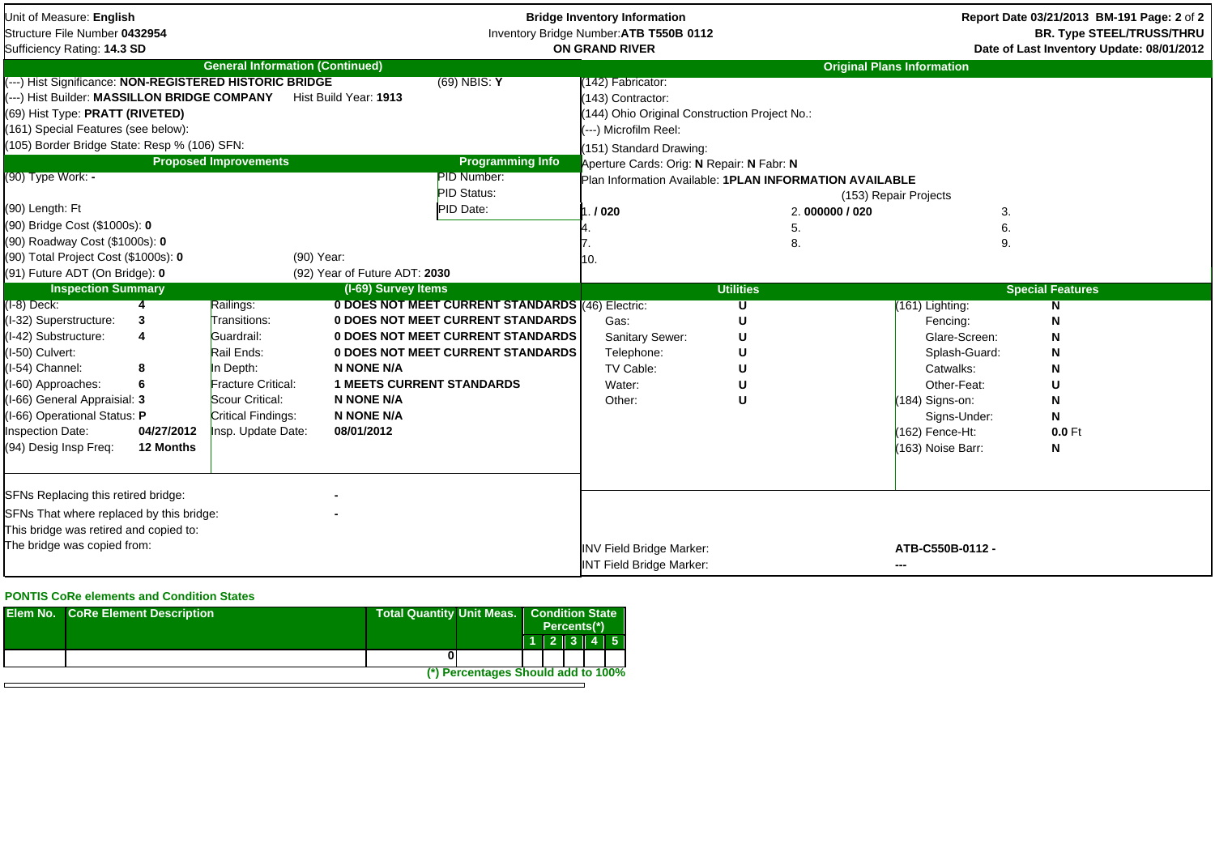Unit of Measure: **English**
Structure File Number **0432954**
Sufficiency Rating: **14.3 SD**

**Bridge Inventory Information**
Inventory Bridge Number: **ATB T550B 0112**
**ON GRAND RIVER**

**Report Date 03/21/2013 BM-191**
**BR. Type STEEL/TRUSS/THRU**
**Date of Last Inventory Update: 08/01/2012**

## General Information (Continued)

(---) Hist Significance: **NON-REGISTERED HISTORIC BRIDGE** (69) NBIS: **Y**
(---) Hist Builder: **MASSILLON BRIDGE COMPANY** Hist Build Year: **1913**
(69) Hist Type: **PRATT (RIVETED)**
(161) Special Features (see below):
(105) Border Bridge State: Resp % (106) SFN:

## Original Plans Information

(142) Fabricator:
(143) Contractor:
(144) Ohio Original Construction Project No.:
(---) Microfilm Reel:
(151) Standard Drawing:
Aperture Cards: Orig: **N** Repair: **N** Fabr: **N**
Plan Information Available: **1PLAN INFORMATION AVAILABLE**

(153) Repair Projects

| | | |
|---|---|---|
| 1. **/ 020** | 2. **000000 / 020** | 3. |
| 4. | 5. | 6. |
| 7. | 8. | 9. |
| 10. | | |

## Proposed Improvements

(90) Type Work: **-**
(90) Length: Ft
(90) Bridge Cost ($1000s): **0**
(90) Roadway Cost ($1000s): **0**
(90) Total Project Cost ($1000s): **0** (90) Year:
(91) Future ADT (On Bridge): **0** (92) Year of Future ADT: **2030**

## Programming Info

PID Number:
PID Status:
PID Date:

## Inspection Summary

| | | | |
|---|---|---|---|
| (I-8) Deck: | **4** | Railings: | **0 DOES NOT MEET CURRENT STANDARDS** |
| (I-32) Superstructure: | **3** | Transitions: | **0 DOES NOT MEET CURRENT STANDARDS** |
| (I-42) Substructure: | **4** | Guardrail: | **0 DOES NOT MEET CURRENT STANDARDS** |
| (I-50) Culvert: | | Rail Ends: | **0 DOES NOT MEET CURRENT STANDARDS** |
| (I-54) Channel: | **8** | In Depth: | **N NONE N/A** |
| (I-60) Approaches: | **6** | Fracture Critical: | **1 MEETS CURRENT STANDARDS** |
| (I-66) General Appraisial: | **3** | Scour Critical: | **N NONE N/A** |
| (I-66) Operational Status: | **P** | Critical Findings: | **N NONE N/A** |
| Inspection Date: | **04/27/2012** | Insp. Update Date: | **08/01/2012** |
| (94) Desig Insp Freq: | **12 Months** | | |

(I-69) Survey Items

## Utilities

| | |
|---|---|
| (46) Electric: | **U** |
| Gas: | **U** |
| Sanitary Sewer: | **U** |
| Telephone: | **U** |
| TV Cable: | **U** |
| Water: | **U** |
| Other: | **U** |

## Special Features

| | |
|---|---|
| (161) Lighting: | **N** |
| Fencing: | **N** |
| Glare-Screen: | **N** |
| Splash-Guard: | **N** |
| Catwalks: | **N** |
| Other-Feat: | **U** |
| (184) Signs-on: | **N** |
| Signs-Under: | **N** |
| (162) Fence-Ht: | **0.0** Ft |
| (163) Noise Barr: | **N** |

SFNs Replacing this retired bridge: **-**
SFNs That where replaced by this bridge: **-**
This bridge was retired and copied to:
The bridge was copied from:

INV Field Bridge Marker: **ATB-C550B-0112 -**
INT Field Bridge Marker: **---**

### PONTIS CoRe elements and Condition States

| Elem No. | CoRe Element Description | Total Quantity | Unit Meas. | Condition State Percents(*) 1 | 2 | 3 | 4 | 5 |
|---|---|---|---|---|---|---|---|---|
| | | 0 | | | | | | |

(*) Percentages Should add to 100%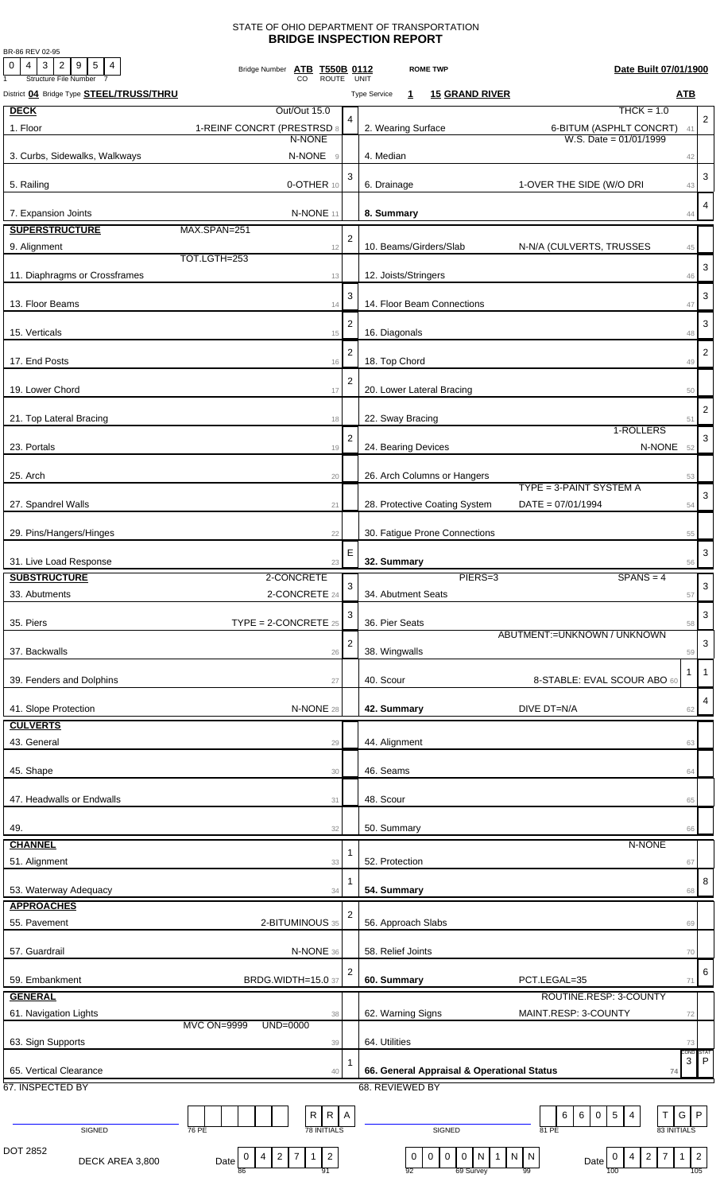BR-86 REV 02-95

# STATE OF OHIO DEPARTMENT OF TRANSPORTATION
## BRIDGE INSPECTION REPORT

Structure File Number: 0 4 3 2 9 5 4

Bridge Number: ATB T550B 0112 (CO ROUTE UNIT) — ROME TWP — Date Built 07/01/1900

District 04 — Bridge Type STEEL/TRUSS/THRU — Type Service 1 — 15 GRAND RIVER — ATB

| Item | Description | Rating | Item | Description | Rating |
|---|---|---|---|---|---|
| **DECK** | Out/Out 15.0 | | | THCK = 1.0 | |
| 1. Floor | 1-REINF CONCRT (PRESTRSD 8 | 4 | 2. Wearing Surface | 6-BITUM (ASPHLT CONCRT) 41 | 2 |
| | N-NONE | | | W.S. Date = 01/01/1999 | |
| 3. Curbs, Sidewalks, Walkways | N-NONE 9 | | 4. Median | 42 | |
| 5. Railing | 0-OTHER 10 | 3 | 6. Drainage | 1-OVER THE SIDE (W/O DRI 43 | 3 |
| 7. Expansion Joints | N-NONE 11 | | 8. Summary | 44 | 4 |
| **SUPERSTRUCTURE** | MAX.SPAN=251 | | | | |
| 9. Alignment | 12 | 2 | 10. Beams/Girders/Slab | N-N/A (CULVERTS, TRUSSES 45 | |
| | TOT.LGTH=253 | | | | |
| 11. Diaphragms or Crossframes | 13 | | 12. Joists/Stringers | 46 | 3 |
| 13. Floor Beams | 14 | 3 | 14. Floor Beam Connections | 47 | 3 |
| 15. Verticals | 15 | 2 | 16. Diagonals | 48 | 3 |
| 17. End Posts | 16 | 2 | 18. Top Chord | 49 | 2 |
| 19. Lower Chord | 17 | 2 | 20. Lower Lateral Bracing | 50 | |
| 21. Top Lateral Bracing | 18 | | 22. Sway Bracing | 51 | 2 |
| | | | | 1-ROLLERS | |
| 23. Portals | 19 | 2 | 24. Bearing Devices | N-NONE 52 | 3 |
| 25. Arch | 20 | | 26. Arch Columns or Hangers | 53 | |
| | | | | TYPE = 3-PAINT SYSTEM A | |
| 27. Spandrel Walls | 21 | | 28. Protective Coating System | DATE = 07/01/1994 54 | 3 |
| 29. Pins/Hangers/Hinges | 22 | | 30. Fatigue Prone Connections | 55 | |
| 31. Live Load Response | 23 | E | 32. Summary | 56 | 3 |
| **SUBSTRUCTURE** | 2-CONCRETE | | PIERS=3 | SPANS = 4 | |
| 33. Abutments | 2-CONCRETE 24 | 3 | 34. Abutment Seats | 57 | 3 |
| 35. Piers | TYPE = 2-CONCRETE 25 | 3 | 36. Pier Seats | 58 | 3 |
| | | | | ABUTMENT:=UNKNOWN / UNKNOWN | |
| 37. Backwalls | 26 | 2 | 38. Wingwalls | 59 | 3 |
| 39. Fenders and Dolphins | 27 | | 40. Scour | 8-STABLE: EVAL SCOUR ABO 60 — 1 | 1 |
| 41. Slope Protection | N-NONE 28 | | 42. Summary | DIVE DT=N/A 62 | 4 |
| **CULVERTS** | | | | | |
| 43. General | 29 | | 44. Alignment | 63 | |
| 45. Shape | 30 | | 46. Seams | 64 | |
| 47. Headwalls or Endwalls | 31 | | 48. Scour | 65 | |
| 49. | 32 | | 50. Summary | 66 | |
| **CHANNEL** | | | | N-NONE | |
| 51. Alignment | 33 | 1 | 52. Protection | 67 | |
| 53. Waterway Adequacy | 34 | 1 | 54. Summary | 68 | 8 |
| **APPROACHES** | | | | | |
| 55. Pavement | 2-BITUMINOUS 35 | 2 | 56. Approach Slabs | 69 | |
| 57. Guardrail | N-NONE 36 | | 58. Relief Joints | 70 | |
| 59. Embankment | BRDG.WIDTH=15.0 37 | 2 | 60. Summary | PCT.LEGAL=35 71 | 6 |
| **GENERAL** | | | | ROUTINE.RESP: 3-COUNTY | |
| 61. Navigation Lights | 38 | | 62. Warning Signs | MAINT.RESP: 3-COUNTY 72 | |
| | MVC ON=9999 UND=0000 | | | | |
| 63. Sign Supports | 39 | | 64. Utilities | 73 | |
| 65. Vertical Clearance | 40 | 1 | 66. General Appraisal & Operational Status | 74 | COND 3 / STAT P |

67. INSPECTED BY — SIGNED — 76 PE — 78 INITIALS: R R A

68. REVIEWED BY — SIGNED — 81 PE: 6 6 0 5 4 — 83 INITIALS: T G P

DOT 2852 — DECK AREA 3,800

Date (86–91): 0 4 2 7 1 2

(92) 0 0 0 0 N 1 N N (69 Survey, 99)

Date (100–105): 0 4 2 7 1 2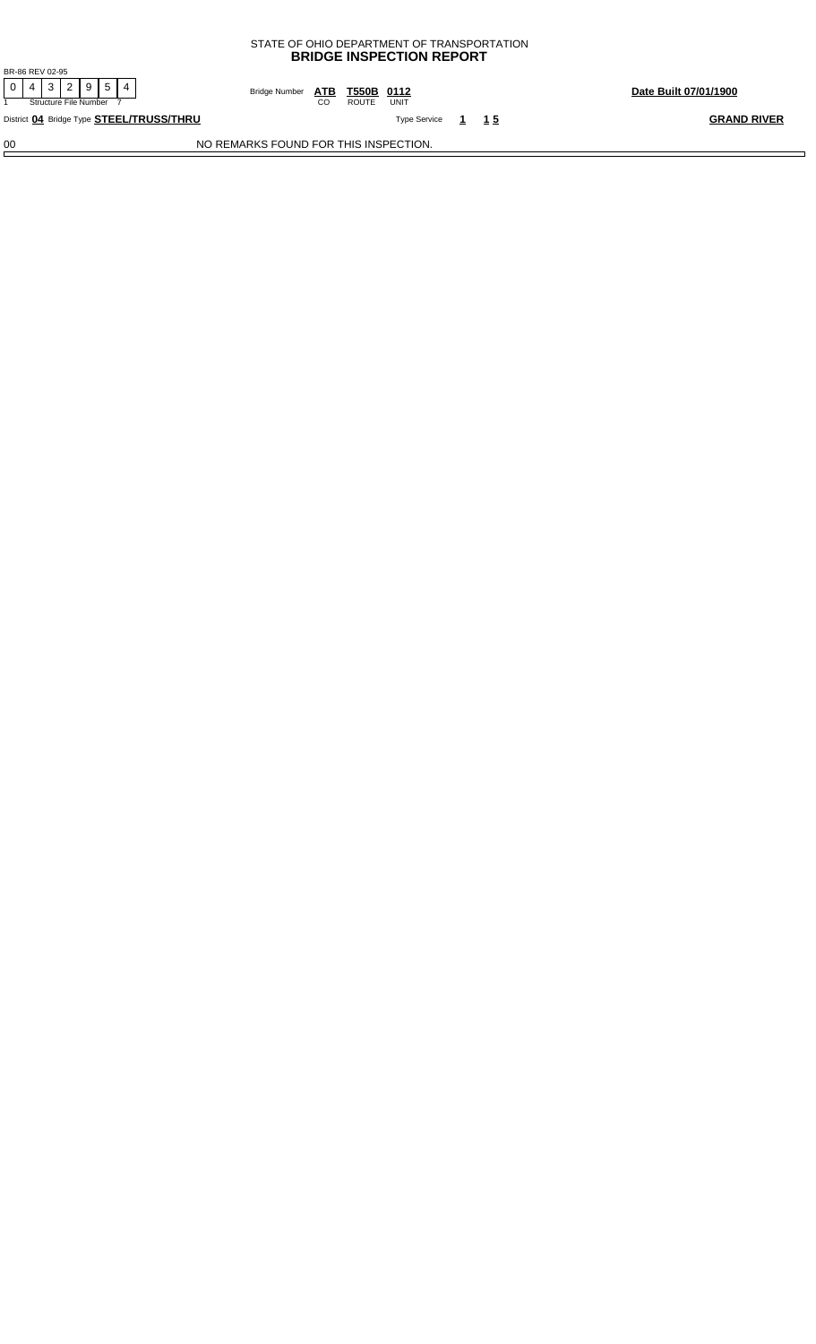STATE OF OHIO DEPARTMENT OF TRANSPORTATION
**BRIDGE INSPECTION REPORT**

BR-86 REV 02-95

| 0 | 4 | 3 | 2 | 9 | 5 | 4 |
|---|---|---|---|---|---|---|

1 Structure File Number 7

Bridge Number **ATB** (CO) **T550B** (ROUTE) **0112** (UNIT)

**Date Built 07/01/1900**

District **04** Bridge Type **STEEL/TRUSS/THRU**

Type Service **1** **1 5**

**GRAND RIVER**

00 NO REMARKS FOUND FOR THIS INSPECTION.